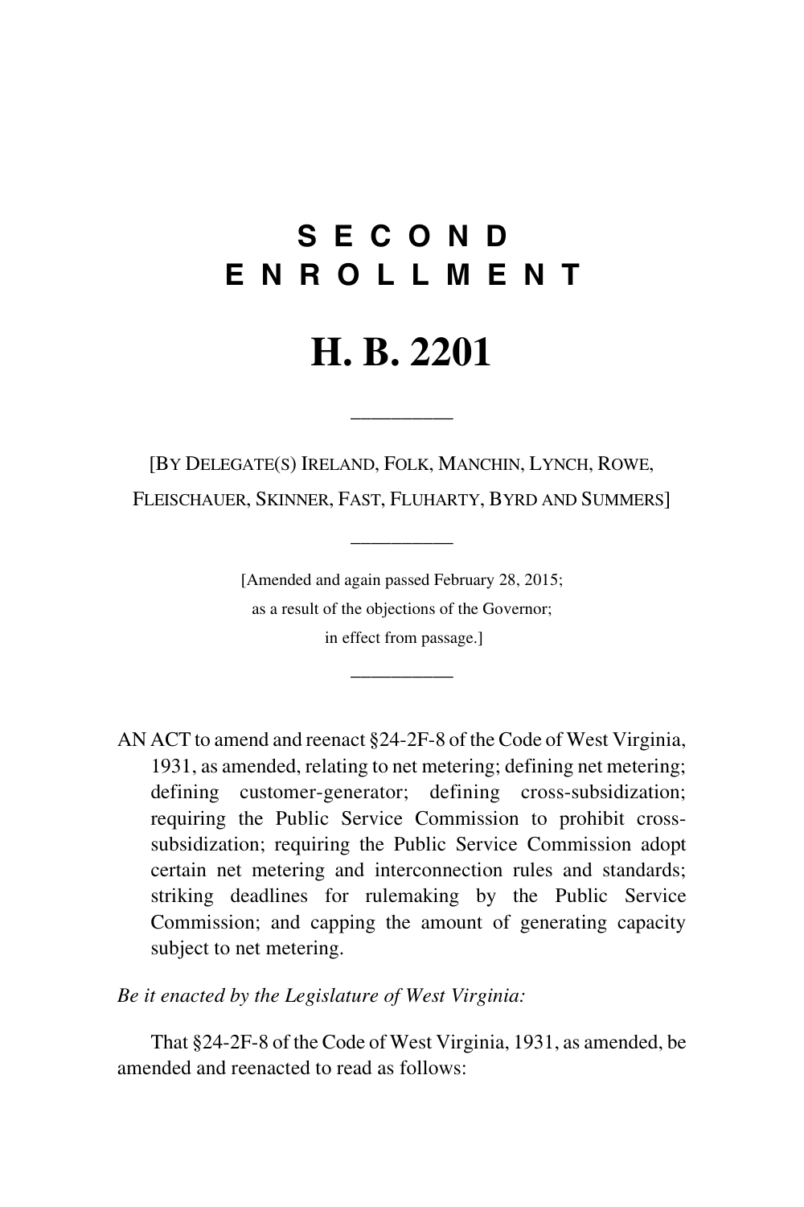# SECOND ENROLLMENT

# H. B. 2201

—————

[BY DELEGATE(S) IRELAND, FOLK, MANCHIN, LYNCH, ROWE, FLEISCHAUER, SKINNER, FAST, FLUHARTY, BYRD AND SUMMERS]

—————

[Amended and again passed February 28, 2015; as a result of the objections of the Governor; in effect from passage.]

—————

AN ACT to amend and reenact §24-2F-8 of the Code of West Virginia, 1931, as amended, relating to net metering; defining net metering; defining customer-generator; defining cross-subsidization; requiring the Public Service Commission to prohibit cross-subsidization; requiring the Public Service Commission adopt certain net metering and interconnection rules and standards; striking deadlines for rulemaking by the Public Service Commission; and capping the amount of generating capacity subject to net metering.

*Be it enacted by the Legislature of West Virginia:*

That §24-2F-8 of the Code of West Virginia, 1931, as amended, be amended and reenacted to read as follows: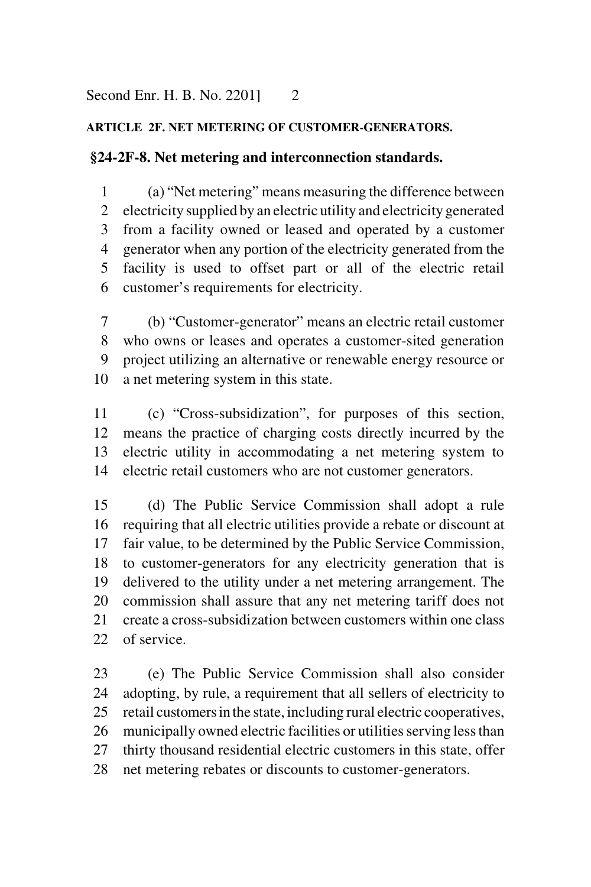## ARTICLE 2F. NET METERING OF CUSTOMER-GENERATORS.

### §24-2F-8. Net metering and interconnection standards.

(a) "Net metering" means measuring the difference between electricity supplied by an electric utility and electricity generated from a facility owned or leased and operated by a customer generator when any portion of the electricity generated from the facility is used to offset part or all of the electric retail customer's requirements for electricity.

(b) "Customer-generator" means an electric retail customer who owns or leases and operates a customer-sited generation project utilizing an alternative or renewable energy resource or a net metering system in this state.

(c) "Cross-subsidization", for purposes of this section, means the practice of charging costs directly incurred by the electric utility in accommodating a net metering system to electric retail customers who are not customer generators.

(d) The Public Service Commission shall adopt a rule requiring that all electric utilities provide a rebate or discount at fair value, to be determined by the Public Service Commission, to customer-generators for any electricity generation that is delivered to the utility under a net metering arrangement. The commission shall assure that any net metering tariff does not create a cross-subsidization between customers within one class of service.

(e) The Public Service Commission shall also consider adopting, by rule, a requirement that all sellers of electricity to retail customers in the state, including rural electric cooperatives, municipally owned electric facilities or utilities serving less than thirty thousand residential electric customers in this state, offer net metering rebates or discounts to customer-generators.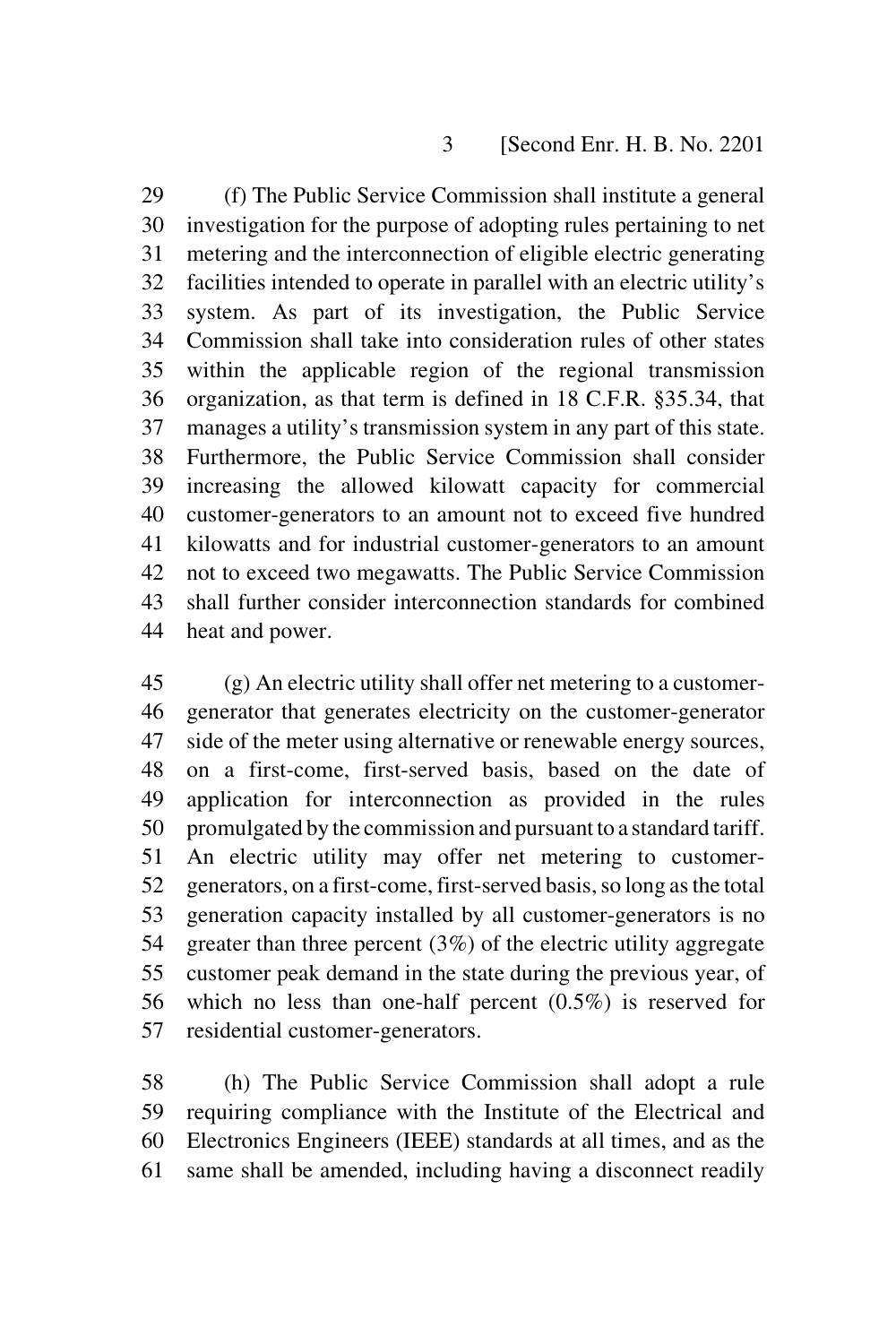(f) The Public Service Commission shall institute a general investigation for the purpose of adopting rules pertaining to net metering and the interconnection of eligible electric generating facilities intended to operate in parallel with an electric utility's system. As part of its investigation, the Public Service Commission shall take into consideration rules of other states within the applicable region of the regional transmission organization, as that term is defined in 18 C.F.R. §35.34, that manages a utility's transmission system in any part of this state. Furthermore, the Public Service Commission shall consider increasing the allowed kilowatt capacity for commercial customer-generators to an amount not to exceed five hundred kilowatts and for industrial customer-generators to an amount not to exceed two megawatts. The Public Service Commission shall further consider interconnection standards for combined heat and power.

(g) An electric utility shall offer net metering to a customer-generator that generates electricity on the customer-generator side of the meter using alternative or renewable energy sources, on a first-come, first-served basis, based on the date of application for interconnection as provided in the rules promulgated by the commission and pursuant to a standard tariff. An electric utility may offer net metering to customer-generators, on a first-come, first-served basis, so long as the total generation capacity installed by all customer-generators is no greater than three percent (3%) of the electric utility aggregate customer peak demand in the state during the previous year, of which no less than one-half percent (0.5%) is reserved for residential customer-generators.

(h) The Public Service Commission shall adopt a rule requiring compliance with the Institute of the Electrical and Electronics Engineers (IEEE) standards at all times, and as the same shall be amended, including having a disconnect readily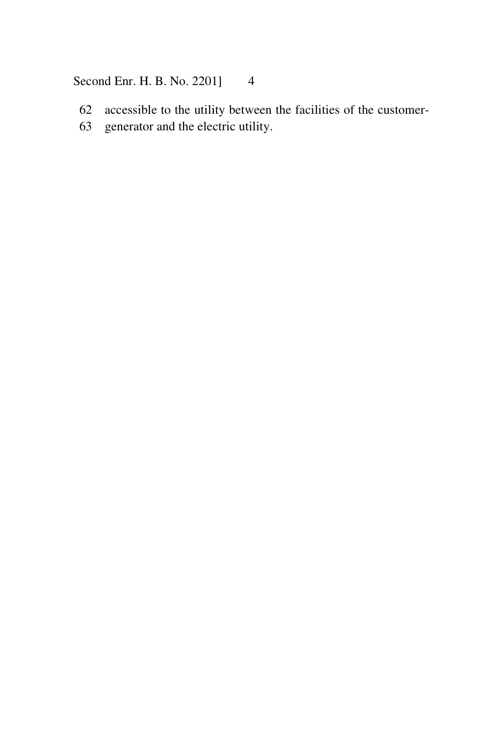accessible to the utility between the facilities of the customer-generator and the electric utility.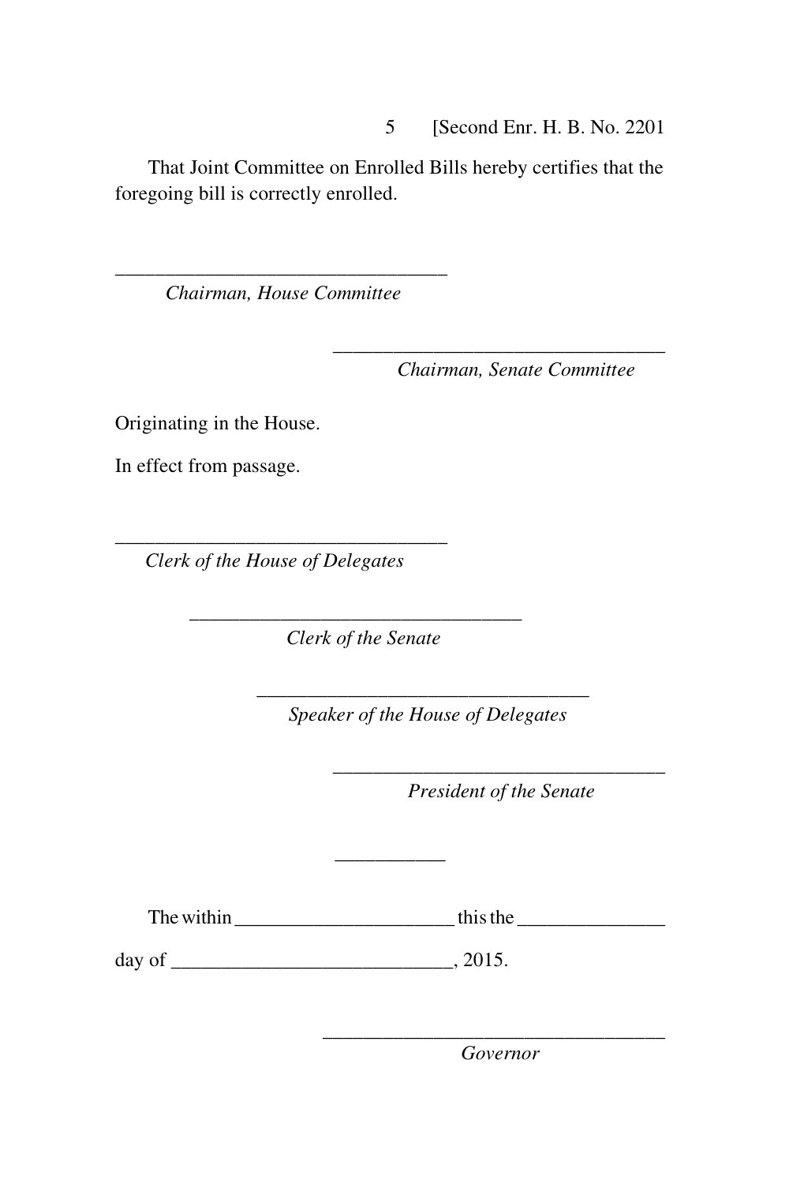That Joint Committee on Enrolled Bills hereby certifies that the foregoing bill is correctly enrolled.

\_\_\_\_\_\_\_\_\_\_\_\_\_\_\_\_\_\_\_\_\_\_\_\_\_\_\_\_\_\_\_\_\_\_

*Chairman, House Committee*

\_\_\_\_\_\_\_\_\_\_\_\_\_\_\_\_\_\_\_\_\_\_\_\_\_\_\_\_\_\_\_\_\_\_

*Chairman, Senate Committee*

Originating in the House.

In effect from passage.

\_\_\_\_\_\_\_\_\_\_\_\_\_\_\_\_\_\_\_\_\_\_\_\_\_\_\_\_\_\_\_\_\_\_

*Clerk of the House of Delegates*

\_\_\_\_\_\_\_\_\_\_\_\_\_\_\_\_\_\_\_\_\_\_\_\_\_\_\_\_\_\_\_\_\_\_

*Clerk of the Senate*

\_\_\_\_\_\_\_\_\_\_\_\_\_\_\_\_\_\_\_\_\_\_\_\_\_\_\_\_\_\_\_\_\_\_

*Speaker of the House of Delegates*

\_\_\_\_\_\_\_\_\_\_\_\_\_\_\_\_\_\_\_\_\_\_\_\_\_\_\_\_\_\_\_\_\_\_

*President of the Senate*

\_\_\_\_\_\_\_\_\_\_\_

The within \_\_\_\_\_\_\_\_\_\_\_\_\_\_\_\_\_\_\_\_\_\_ this the \_\_\_\_\_\_\_\_\_\_\_\_\_\_\_

day of \_\_\_\_\_\_\_\_\_\_\_\_\_\_\_\_\_\_\_\_\_\_\_\_\_\_\_\_, 2015.

\_\_\_\_\_\_\_\_\_\_\_\_\_\_\_\_\_\_\_\_\_\_\_\_\_\_\_\_\_\_\_\_\_\_

*Governor*